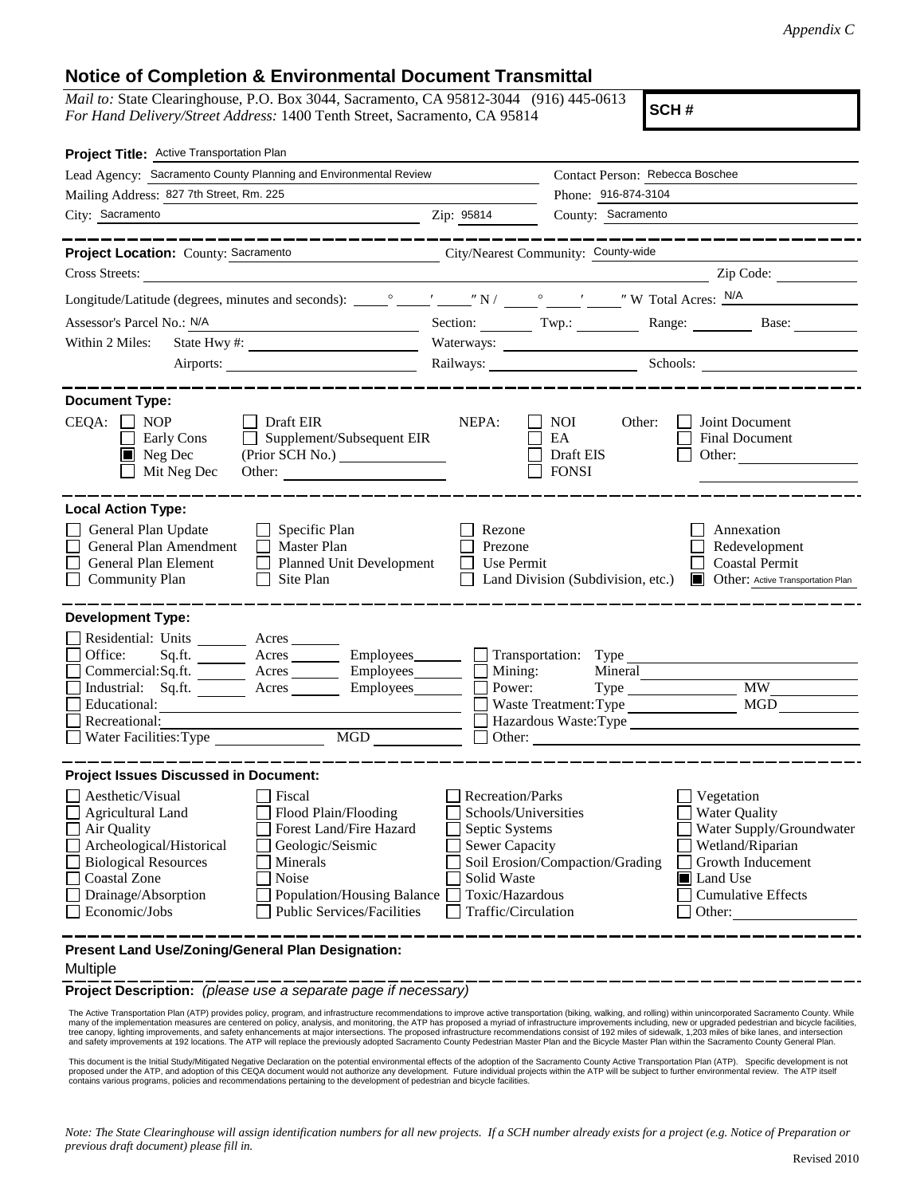*Appendix C*

# Notice of Completion & Environmental Document Transmittal

*Mail to:* State Clearinghouse, P.O. Box 3044, Sacramento, CA 95812-3044 (916) 445-0613
*For Hand Delivery/Street Address:* 1400 Tenth Street, Sacramento, CA 95814

**SCH #**

**Project Title:** Active Transportation Plan

Lead Agency: Sacramento County Planning and Environmental Review — Contact Person: Rebecca Boschee

Mailing Address: 827 7th Street, Rm. 225 — Phone: 916-874-3104

City: Sacramento — Zip: 95814 — County: Sacramento

**Project Location:** County: Sacramento — City/Nearest Community: County-wide

Cross Streets: — Zip Code:

Longitude/Latitude (degrees, minutes and seconds): ° ′ ″ N / ° ′ ″ W Total Acres: N/A

Assessor's Parcel No.: N/A — Section: — Twp.: — Range: — Base:

Within 2 Miles: State Hwy #: — Waterways:

Airports: — Railways: — Schools:

**Document Type:**

CEQA: ☐ NOP ☐ Early Cons ☒ Neg Dec ☐ Mit Neg Dec ☐ Draft EIR ☐ Supplement/Subsequent EIR (Prior SCH No.) Other:

NEPA: ☐ NOI ☐ EA ☐ Draft EIS ☐ FONSI

Other: ☐ Joint Document ☐ Final Document ☐ Other:

**Local Action Type:**

☐ General Plan Update ☐ General Plan Amendment ☐ General Plan Element ☐ Community Plan ☐ Specific Plan ☐ Master Plan ☐ Planned Unit Development ☐ Site Plan ☐ Rezone ☐ Prezone ☐ Use Permit ☐ Land Division (Subdivision, etc.) ☐ Annexation ☐ Redevelopment ☐ Coastal Permit ☒ Other: Active Transportation Plan

**Development Type:**

☐ Residential: Units Acres
☐ Office: Sq.ft. Acres Employees
☐ Commercial: Sq.ft. Acres Employees
☐ Industrial: Sq.ft. Acres Employees
☐ Educational:
☐ Recreational:
☐ Water Facilities: Type MGD
☐ Transportation: Type
☐ Mining: Mineral
☐ Power: Type MW
☐ Waste Treatment: Type MGD
☐ Hazardous Waste: Type
☐ Other:

**Project Issues Discussed in Document:**

☐ Aesthetic/Visual ☐ Agricultural Land ☐ Air Quality ☐ Archeological/Historical ☐ Biological Resources ☐ Coastal Zone ☐ Drainage/Absorption ☐ Economic/Jobs
☐ Fiscal ☐ Flood Plain/Flooding ☐ Forest Land/Fire Hazard ☐ Geologic/Seismic ☐ Minerals ☐ Noise ☐ Population/Housing Balance ☐ Public Services/Facilities
☐ Recreation/Parks ☐ Schools/Universities ☐ Septic Systems ☐ Sewer Capacity ☐ Soil Erosion/Compaction/Grading ☐ Solid Waste ☐ Toxic/Hazardous ☐ Traffic/Circulation
☐ Vegetation ☐ Water Quality ☐ Water Supply/Groundwater ☐ Wetland/Riparian ☐ Growth Inducement ☒ Land Use ☐ Cumulative Effects ☐ Other:

**Present Land Use/Zoning/General Plan Designation:**

Multiple

**Project Description:** *(please use a separate page if necessary)*

The Active Transportation Plan (ATP) provides policy, program, and infrastructure recommendations to improve active transportation (biking, walking, and rolling) within unincorporated Sacramento County. While many of the implementation measures are centered on policy, analysis, and monitoring, the ATP has proposed a myriad of infrastructure improvements including, new or upgraded pedestrian and bicycle facilities, tree canopy, lighting improvements, and safety enhancements at major intersections. The proposed infrastructure recommendations consist of 192 miles of sidewalk, 1,203 miles of bike lanes, and intersection and safety improvements at 192 locations. The ATP will replace the previously adopted Sacramento County Pedestrian Master Plan and the Bicycle Master Plan within the Sacramento County General Plan.

This document is the Initial Study/Mitigated Negative Declaration on the potential environmental effects of the adoption of the Sacramento County Active Transportation Plan (ATP). Specific development is not proposed under the ATP, and adoption of this CEQA document would not authorize any development. Future individual projects within the ATP will be subject to further environmental review. The ATP itself contains various programs, policies and recommendations pertaining to the development of pedestrian and bicycle facilities.

*Note: The State Clearinghouse will assign identification numbers for all new projects. If a SCH number already exists for a project (e.g. Notice of Preparation or previous draft document) please fill in.*

Revised 2010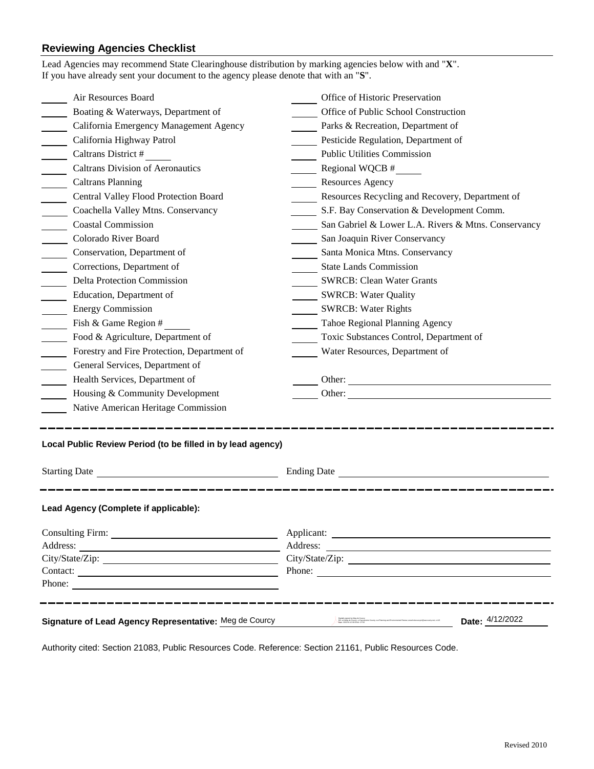## Reviewing Agencies Checklist

Lead Agencies may recommend State Clearinghouse distribution by marking agencies below with and "**X**".
If you have already sent your document to the agency please denote that with an "**S**".

- _____ Air Resources Board
- _____ Boating & Waterways, Department of
- _____ California Emergency Management Agency
- _____ California Highway Patrol
- _____ Caltrans District # _____
- _____ Caltrans Division of Aeronautics
- _____ Caltrans Planning
- _____ Central Valley Flood Protection Board
- _____ Coachella Valley Mtns. Conservancy
- _____ Coastal Commission
- _____ Colorado River Board
- _____ Conservation, Department of
- _____ Corrections, Department of
- _____ Delta Protection Commission
- _____ Education, Department of
- _____ Energy Commission
- _____ Fish & Game Region # _____
- _____ Food & Agriculture, Department of
- _____ Forestry and Fire Protection, Department of
- _____ General Services, Department of
- _____ Health Services, Department of
- _____ Housing & Community Development
- _____ Native American Heritage Commission
- _____ Office of Historic Preservation
- _____ Office of Public School Construction
- _____ Parks & Recreation, Department of
- _____ Pesticide Regulation, Department of
- _____ Public Utilities Commission
- _____ Regional WQCB # _____
- _____ Resources Agency
- _____ Resources Recycling and Recovery, Department of
- _____ S.F. Bay Conservation & Development Comm.
- _____ San Gabriel & Lower L.A. Rivers & Mtns. Conservancy
- _____ San Joaquin River Conservancy
- _____ Santa Monica Mtns. Conservancy
- _____ State Lands Commission
- _____ SWRCB: Clean Water Grants
- _____ SWRCB: Water Quality
- _____ SWRCB: Water Rights
- _____ Tahoe Regional Planning Agency
- _____ Toxic Substances Control, Department of
- _____ Water Resources, Department of
- _____ Other: _____
- _____ Other: _____

---

### Local Public Review Period (to be filled in by lead agency)

Starting Date _____ Ending Date _____

---

### Lead Agency (Complete if applicable):

Consulting Firm: _____
Address: _____
City/State/Zip: _____
Contact: _____
Phone: _____

Applicant: _____
Address: _____
City/State/Zip: _____
Phone: _____

---

**Signature of Lead Agency Representative:** Meg de Courcy **Date:** 4/12/2022

Authority cited: Section 21083, Public Resources Code. Reference: Section 21161, Public Resources Code.

Revised 2010